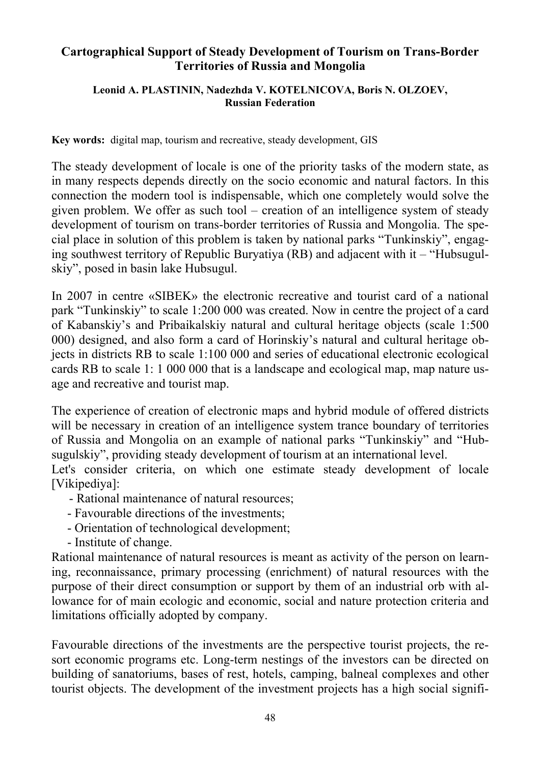# Cartographical Support of Steady Development of Tourism on Trans-Border Territories of Russia and Mongolia

**Leonid A. PLASTININ, Nadezhda V. KOTELNICOVA, Boris N. OLZOEV, Russian Federation**

**Key words:** digital map, tourism and recreative, steady development, GIS

The steady development of locale is one of the priority tasks of the modern state, as in many respects depends directly on the socio economic and natural factors. In this connection the modern tool is indispensable, which one completely would solve the given problem. We offer as such tool – creation of an intelligence system of steady development of tourism on trans-border territories of Russia and Mongolia. The special place in solution of this problem is taken by national parks "Tunkinskiy", engaging southwest territory of Republic Buryatiya (RB) and adjacent with it – "Hubsugulskiy", posed in basin lake Hubsugul.

In 2007 in centre «SIBEK» the electronic recreative and tourist card of a national park "Tunkinskiy" to scale 1:200 000 was created. Now in centre the project of a card of Kabanskiy's and Pribaikalskiy natural and cultural heritage objects (scale 1:500 000) designed, and also form a card of Horinskiy's natural and cultural heritage objects in districts RB to scale 1:100 000 and series of educational electronic ecological cards RB to scale 1: 1 000 000 that is a landscape and ecological map, map nature usage and recreative and tourist map.

The experience of creation of electronic maps and hybrid module of offered districts will be necessary in creation of an intelligence system trance boundary of territories of Russia and Mongolia on an example of national parks "Tunkinskiy" and "Hubsugulskiy", providing steady development of tourism at an international level.

Let's consider criteria, on which one estimate steady development of locale [Vikipediya]:

- Rational maintenance of natural resources;
- Favourable directions of the investments;
- Orientation of technological development;
- Institute of change.

Rational maintenance of natural resources is meant as activity of the person on learning, reconnaissance, primary processing (enrichment) of natural resources with the purpose of their direct consumption or support by them of an industrial orb with allowance for of main ecologic and economic, social and nature protection criteria and limitations officially adopted by company.

Favourable directions of the investments are the perspective tourist projects, the resort economic programs etc. Long-term nestings of the investors can be directed on building of sanatoriums, bases of rest, hotels, camping, balneal complexes and other tourist objects. The development of the investment projects has a high social signifi-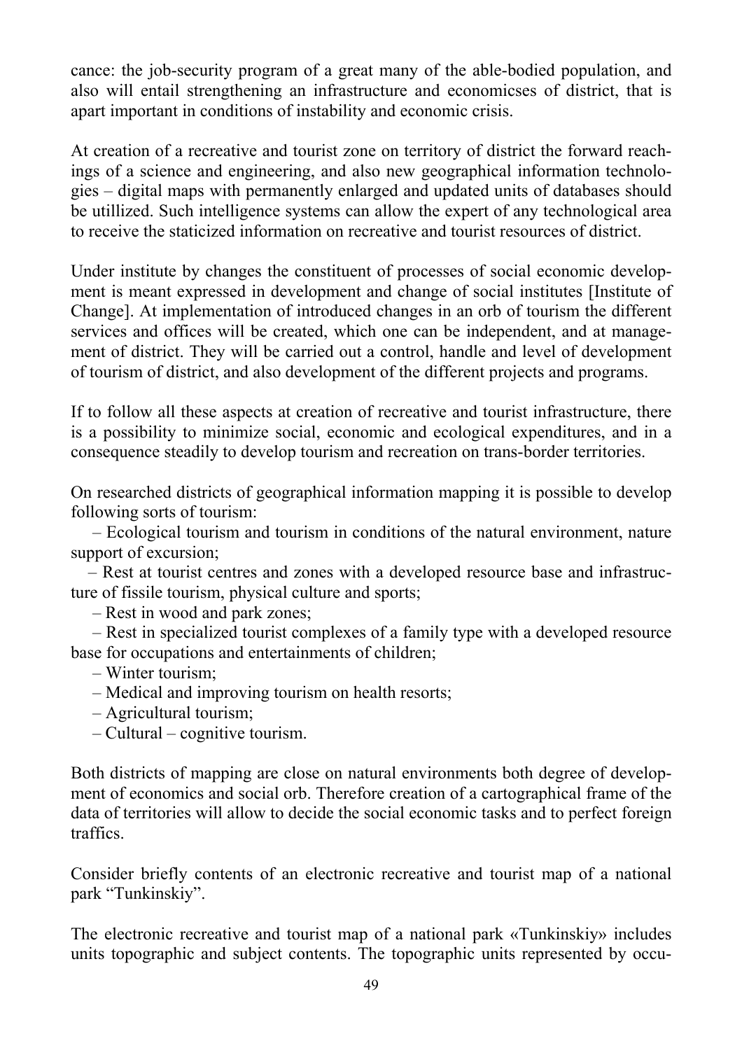cance: the job-security program of a great many of the able-bodied population, and also will entail strengthening an infrastructure and economicses of district, that is apart important in conditions of instability and economic crisis.

At creation of a recreative and tourist zone on territory of district the forward reachings of a science and engineering, and also new geographical information technologies – digital maps with permanently enlarged and updated units of databases should be utillized. Such intelligence systems can allow the expert of any technological area to receive the staticized information on recreative and tourist resources of district.

Under institute by changes the constituent of processes of social economic development is meant expressed in development and change of social institutes [Institute of Change]. At implementation of introduced changes in an orb of tourism the different services and offices will be created, which one can be independent, and at management of district. They will be carried out a control, handle and level of development of tourism of district, and also development of the different projects and programs.

If to follow all these aspects at creation of recreative and tourist infrastructure, there is a possibility to minimize social, economic and ecological expenditures, and in a consequence steadily to develop tourism and recreation on trans-border territories.

On researched districts of geographical information mapping it is possible to develop following sorts of tourism:

– Ecological tourism and tourism in conditions of the natural environment, nature support of excursion;
– Rest at tourist centres and zones with a developed resource base and infrastructure of fissile tourism, physical culture and sports;
– Rest in wood and park zones;
– Rest in specialized tourist complexes of a family type with a developed resource base for occupations and entertainments of children;
– Winter tourism;
– Medical and improving tourism on health resorts;
– Agricultural tourism;
– Cultural – cognitive tourism.

Both districts of mapping are close on natural environments both degree of development of economics and social orb. Therefore creation of a cartographical frame of the data of territories will allow to decide the social economic tasks and to perfect foreign traffics.

Consider briefly contents of an electronic recreative and tourist map of a national park “Tunkinskiy”.

The electronic recreative and tourist map of a national park «Tunkinskiy» includes units topographic and subject contents. The topographic units represented by occu-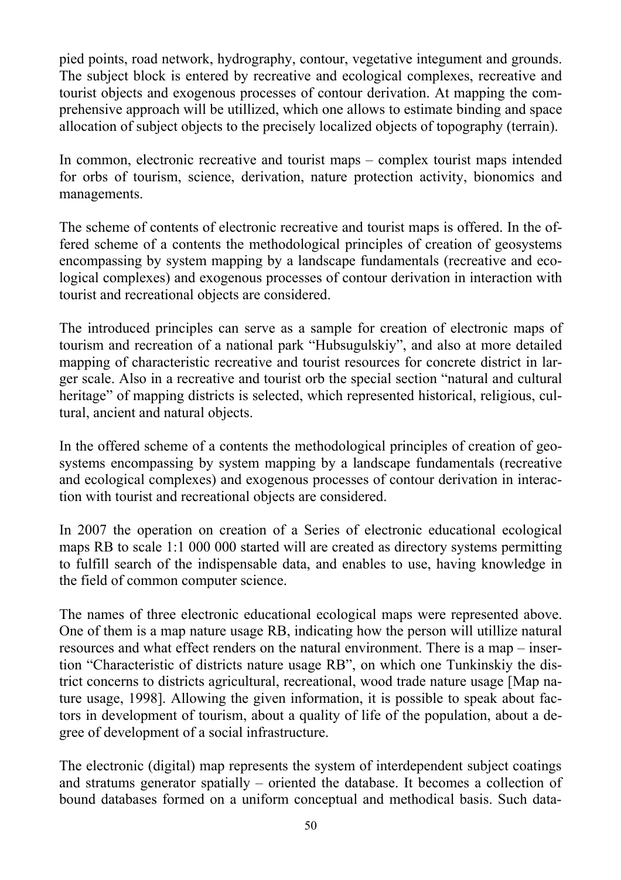pied points, road network, hydrography, contour, vegetative integument and grounds. The subject block is entered by recreative and ecological complexes, recreative and tourist objects and exogenous processes of contour derivation. At mapping the comprehensive approach will be utillized, which one allows to estimate binding and space allocation of subject objects to the precisely localized objects of topography (terrain).

In common, electronic recreative and tourist maps – complex tourist maps intended for orbs of tourism, science, derivation, nature protection activity, bionomics and managements.

The scheme of contents of electronic recreative and tourist maps is offered. In the offered scheme of a contents the methodological principles of creation of geosystems encompassing by system mapping by a landscape fundamentals (recreative and ecological complexes) and exogenous processes of contour derivation in interaction with tourist and recreational objects are considered.

The introduced principles can serve as a sample for creation of electronic maps of tourism and recreation of a national park "Hubsugulskiy", and also at more detailed mapping of characteristic recreative and tourist resources for concrete district in larger scale. Also in a recreative and tourist orb the special section "natural and cultural heritage" of mapping districts is selected, which represented historical, religious, cultural, ancient and natural objects.

In the offered scheme of a contents the methodological principles of creation of geosystems encompassing by system mapping by a landscape fundamentals (recreative and ecological complexes) and exogenous processes of contour derivation in interaction with tourist and recreational objects are considered.

In 2007 the operation on creation of a Series of electronic educational ecological maps RB to scale 1:1 000 000 started will are created as directory systems permitting to fulfill search of the indispensable data, and enables to use, having knowledge in the field of common computer science.

The names of three electronic educational ecological maps were represented above. One of them is a map nature usage RB, indicating how the person will utillize natural resources and what effect renders on the natural environment. There is a map – insertion "Characteristic of districts nature usage RB", on which one Tunkinskiy the district concerns to districts agricultural, recreational, wood trade nature usage [Map nature usage, 1998]. Allowing the given information, it is possible to speak about factors in development of tourism, about a quality of life of the population, about a degree of development of a social infrastructure.

The electronic (digital) map represents the system of interdependent subject coatings and stratums generator spatially – oriented the database. It becomes a collection of bound databases formed on a uniform conceptual and methodical basis. Such data-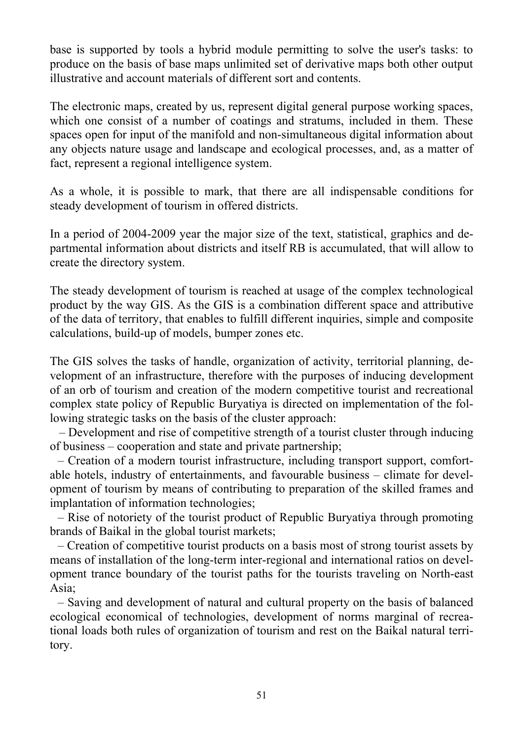base is supported by tools a hybrid module permitting to solve the user's tasks: to produce on the basis of base maps unlimited set of derivative maps both other output illustrative and account materials of different sort and contents.

The electronic maps, created by us, represent digital general purpose working spaces, which one consist of a number of coatings and stratums, included in them. These spaces open for input of the manifold and non-simultaneous digital information about any objects nature usage and landscape and ecological processes, and, as a matter of fact, represent a regional intelligence system.

As a whole, it is possible to mark, that there are all indispensable conditions for steady development of tourism in offered districts.

In a period of 2004-2009 year the major size of the text, statistical, graphics and departmental information about districts and itself RB is accumulated, that will allow to create the directory system.

The steady development of tourism is reached at usage of the complex technological product by the way GIS. As the GIS is a combination different space and attributive of the data of territory, that enables to fulfill different inquiries, simple and composite calculations, build-up of models, bumper zones etc.

The GIS solves the tasks of handle, organization of activity, territorial planning, development of an infrastructure, therefore with the purposes of inducing development of an orb of tourism and creation of the modern competitive tourist and recreational complex state policy of Republic Buryatiya is directed on implementation of the following strategic tasks on the basis of the cluster approach:

– Development and rise of competitive strength of a tourist cluster through inducing of business – cooperation and state and private partnership;

– Creation of a modern tourist infrastructure, including transport support, comfortable hotels, industry of entertainments, and favourable business – climate for development of tourism by means of contributing to preparation of the skilled frames and implantation of information technologies;

– Rise of notoriety of the tourist product of Republic Buryatiya through promoting brands of Baikal in the global tourist markets;

– Creation of competitive tourist products on a basis most of strong tourist assets by means of installation of the long-term inter-regional and international ratios on development trance boundary of the tourist paths for the tourists traveling on North-east Asia;

– Saving and development of natural and cultural property on the basis of balanced ecological economical of technologies, development of norms marginal of recreational loads both rules of organization of tourism and rest on the Baikal natural territory.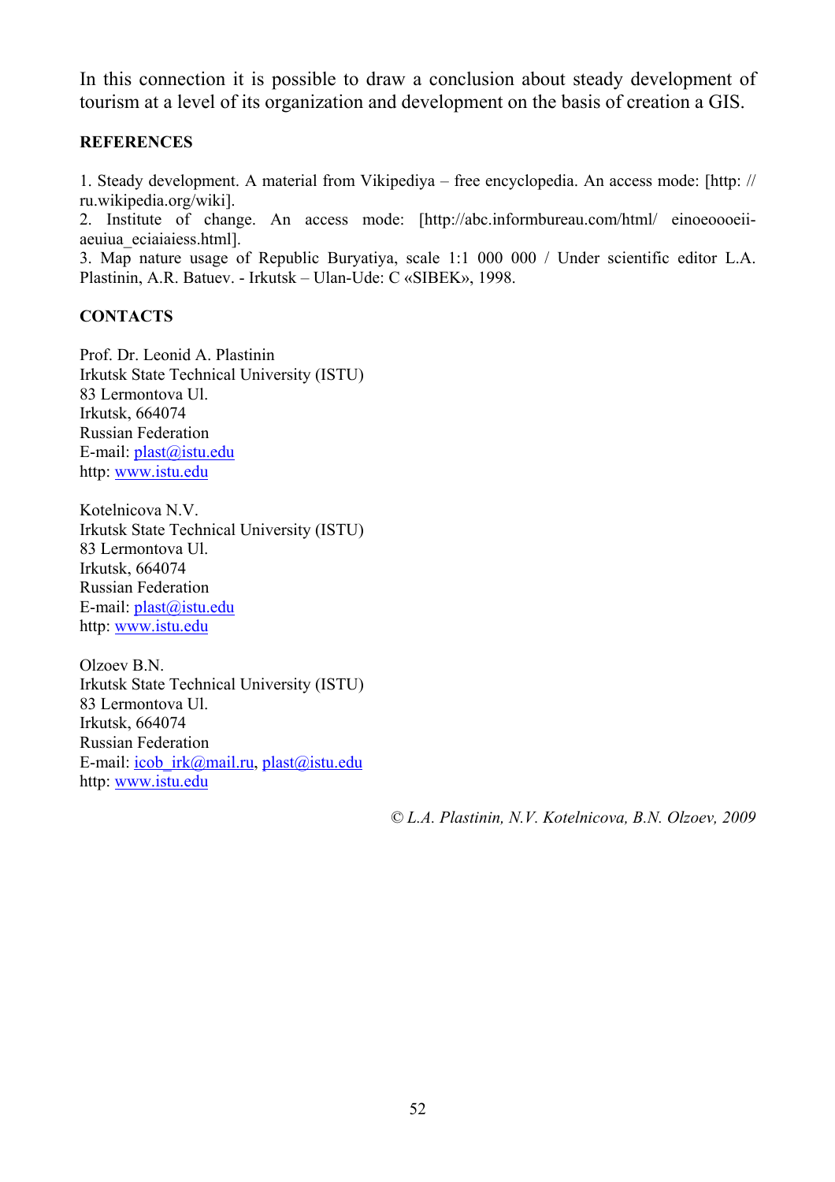In this connection it is possible to draw a conclusion about steady development of tourism at a level of its organization and development on the basis of creation a GIS.

**REFERENCES**

1. Steady development. A material from Vikipediya – free encyclopedia. An access mode: [http: // ru.wikipedia.org/wiki].
2. Institute of change. An access mode: [http://abc.informbureau.com/html/ einoeoooeii-aeuiua_eciaiaiess.html].
3. Map nature usage of Republic Buryatiya, scale 1:1 000 000 / Under scientific editor L.A. Plastinin, A.R. Batuev. - Irkutsk – Ulan-Ude: C «SIBEK», 1998.

**CONTACTS**

Prof. Dr. Leonid A. Plastinin
Irkutsk State Technical University (ISTU)
83 Lermontova Ul.
Irkutsk, 664074
Russian Federation
E-mail: plast@istu.edu
http: www.istu.edu

Kotelnicova N.V.
Irkutsk State Technical University (ISTU)
83 Lermontova Ul.
Irkutsk, 664074
Russian Federation
E-mail: plast@istu.edu
http: www.istu.edu

Olzoev B.N.
Irkutsk State Technical University (ISTU)
83 Lermontova Ul.
Irkutsk, 664074
Russian Federation
E-mail: icob_irk@mail.ru, plast@istu.edu
http: www.istu.edu

*© L.A. Plastinin, N.V. Kotelnicova, B.N. Olzoev, 2009*